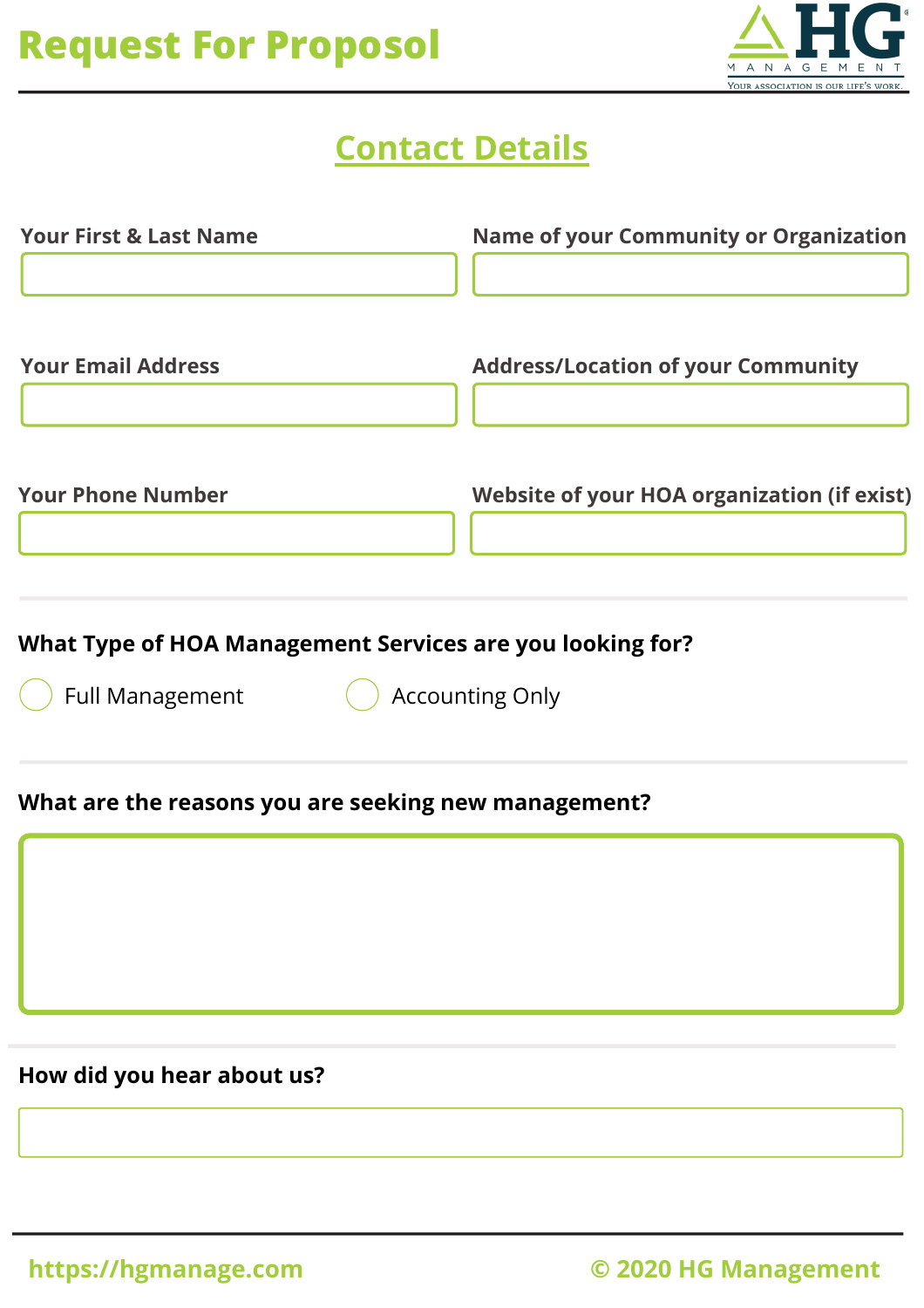# Request For Proposol

## Contact Details

**Your First & Last Name**

**Name of your Community or Organization**

**Your Email Address**

**Address/Location of your Community**

**Your Phone Number**

**Website of your HOA organization (if exist)**

**What Type of HOA Management Services are you looking for?**

- Full Management
- Accounting Only

**What are the reasons you are seeking new management?**

**How did you hear about us?**

https://hgmanage.com

© 2020 HG Management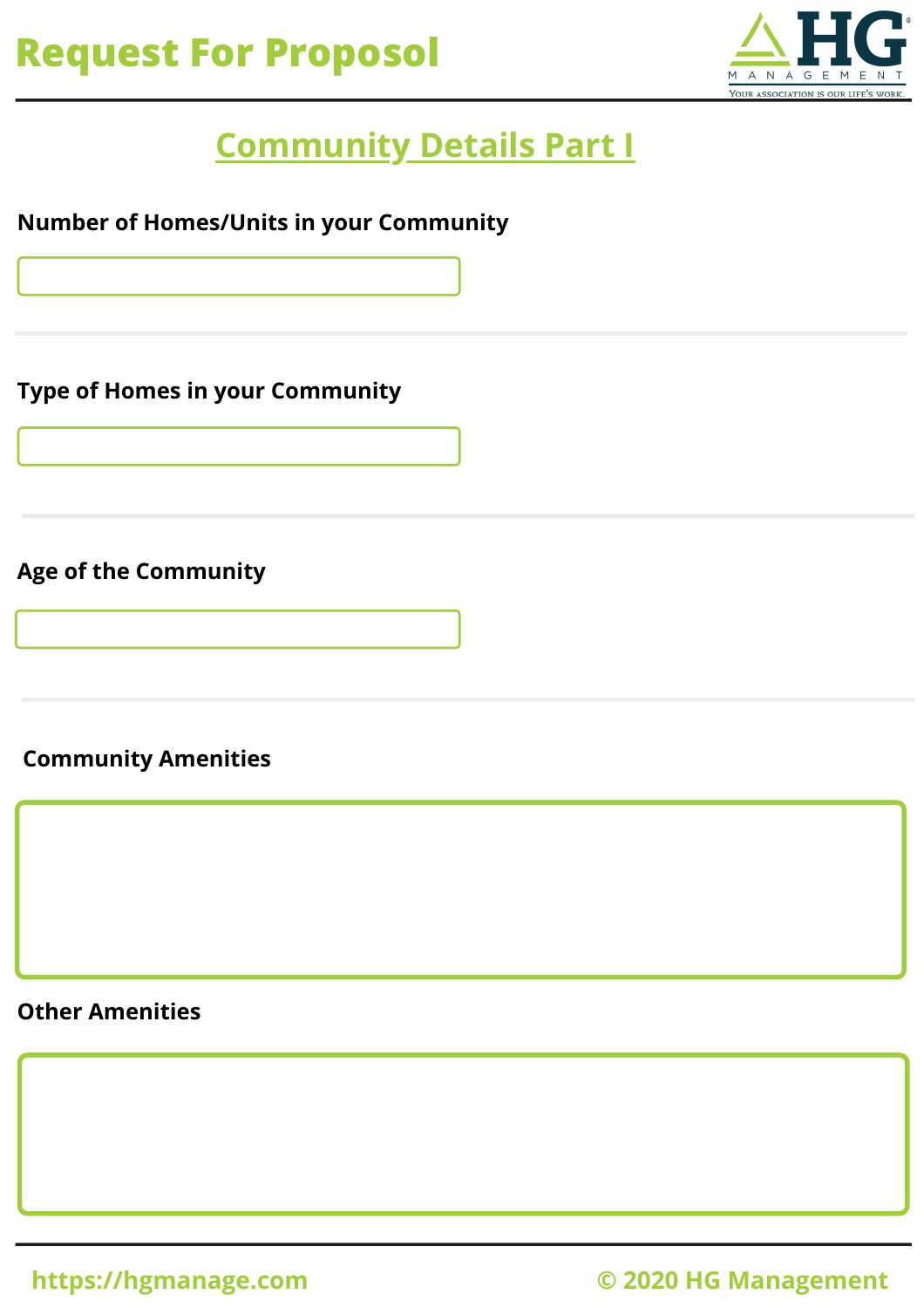# Request For Proposol

## Community Details Part I

**Number of Homes/Units in your Community**

---

**Type of Homes in your Community**

---

**Age of the Community**

---

**Community Amenities**

**Other Amenities**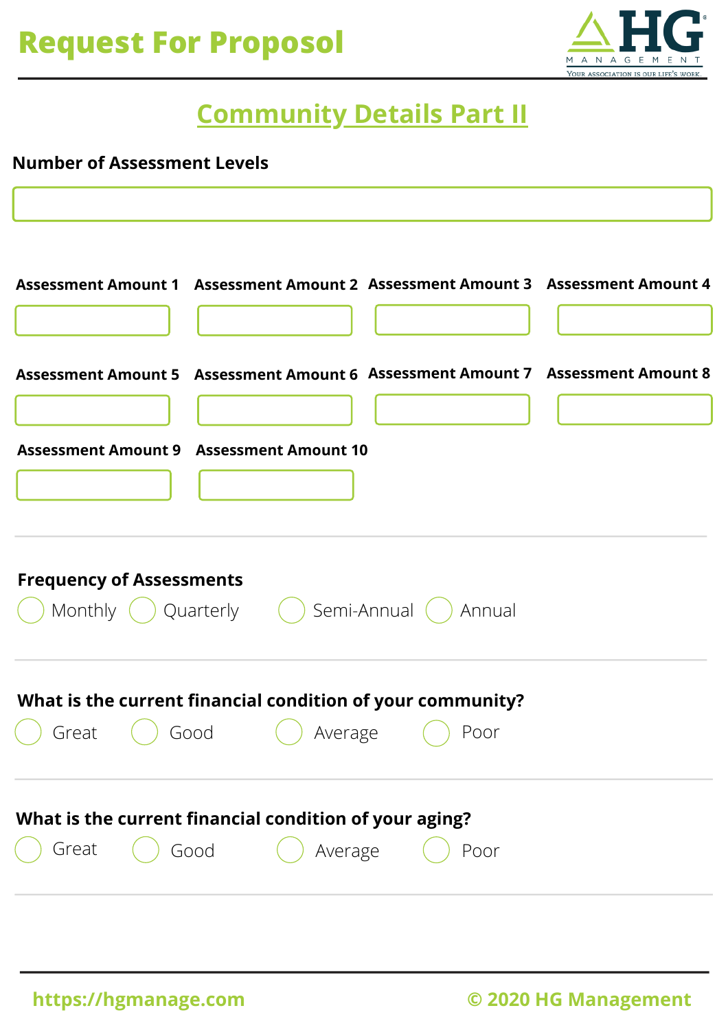# Request For Proposol

## Community Details Part II

**Number of Assessment Levels**

**Assessment Amount 1**

**Assessment Amount 2**

**Assessment Amount 3**

**Assessment Amount 4**

**Assessment Amount 5**

**Assessment Amount 6**

**Assessment Amount 7**

**Assessment Amount 8**

**Assessment Amount 9**

**Assessment Amount 10**

**Frequency of Assessments**

- ○ Monthly
- ○ Quarterly
- ○ Semi-Annual
- ○ Annual

**What is the current financial condition of your community?**

- ○ Great
- ○ Good
- ○ Average
- ○ Poor

**What is the current financial condition of your aging?**

- ○ Great
- ○ Good
- ○ Average
- ○ Poor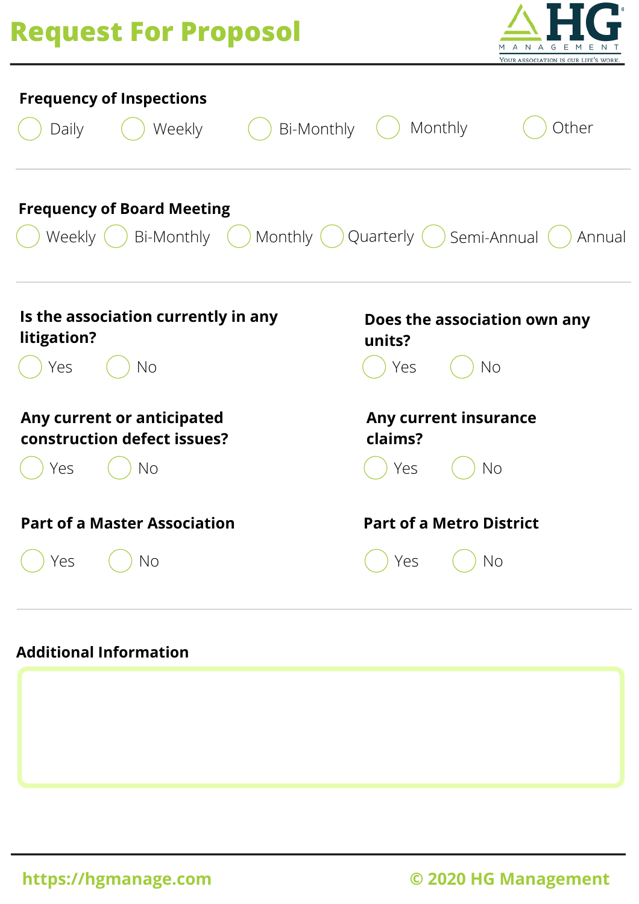# Request For Proposol

### Frequency of Inspections

- ○ Daily
- ○ Weekly
- ○ Bi-Monthly
- ○ Monthly
- ○ Other

---

### Frequency of Board Meeting

- ○ Weekly
- ○ Bi-Monthly
- ○ Monthly
- ○ Quarterly
- ○ Semi-Annual
- ○ Annual

---

**Is the association currently in any litigation?**

○ Yes ○ No

**Does the association own any units?**

○ Yes ○ No

**Any current or anticipated construction defect issues?**

○ Yes ○ No

**Any current insurance claims?**

○ Yes ○ No

**Part of a Master Association**

○ Yes ○ No

**Part of a Metro District**

○ Yes ○ No

---

### Additional Information

https://hgmanage.com

© 2020 HG Management